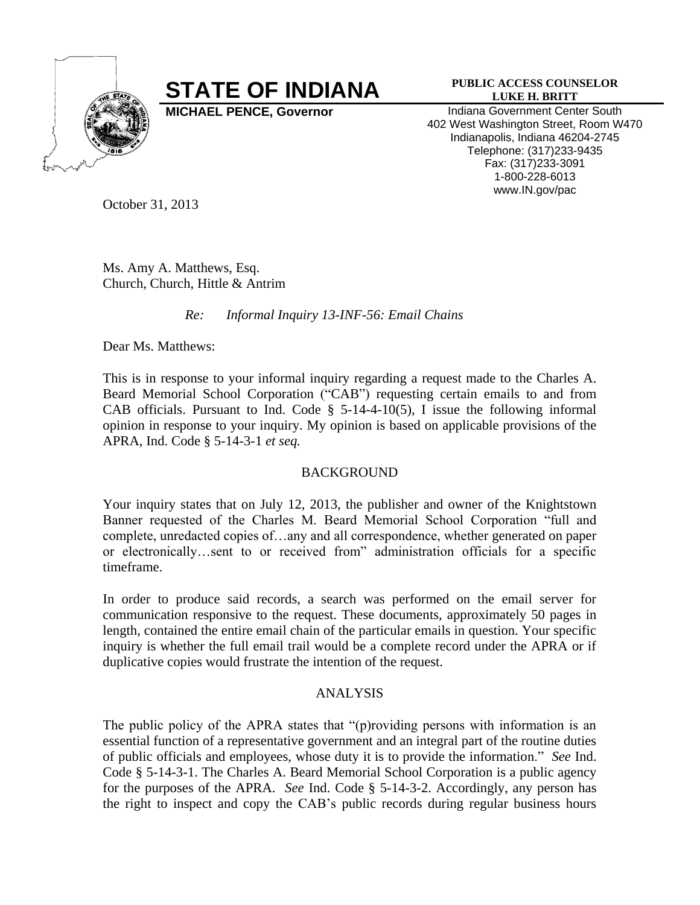# STATE OF INDIANA

**MICHAEL PENCE, Governor**

**PUBLIC ACCESS COUNSELOR**
**LUKE H. BRITT**

Indiana Government Center South
402 West Washington Street, Room W470
Indianapolis, Indiana 46204-2745
Telephone: (317)233-9435
Fax: (317)233-3091
1-800-228-6013
www.IN.gov/pac

October 31, 2013

Ms. Amy A. Matthews, Esq.
Church, Church, Hittle & Antrim

*Re: Informal Inquiry 13-INF-56: Email Chains*

Dear Ms. Matthews:

This is in response to your informal inquiry regarding a request made to the Charles A. Beard Memorial School Corporation ("CAB") requesting certain emails to and from CAB officials. Pursuant to Ind. Code § 5-14-4-10(5), I issue the following informal opinion in response to your inquiry. My opinion is based on applicable provisions of the APRA, Ind. Code § 5-14-3-1 *et seq.*

BACKGROUND

Your inquiry states that on July 12, 2013, the publisher and owner of the Knightstown Banner requested of the Charles M. Beard Memorial School Corporation "full and complete, unredacted copies of…any and all correspondence, whether generated on paper or electronically…sent to or received from" administration officials for a specific timeframe.

In order to produce said records, a search was performed on the email server for communication responsive to the request. These documents, approximately 50 pages in length, contained the entire email chain of the particular emails in question. Your specific inquiry is whether the full email trail would be a complete record under the APRA or if duplicative copies would frustrate the intention of the request.

ANALYSIS

The public policy of the APRA states that "(p)roviding persons with information is an essential function of a representative government and an integral part of the routine duties of public officials and employees, whose duty it is to provide the information." *See* Ind. Code § 5-14-3-1. The Charles A. Beard Memorial School Corporation is a public agency for the purposes of the APRA. *See* Ind. Code § 5-14-3-2. Accordingly, any person has the right to inspect and copy the CAB's public records during regular business hours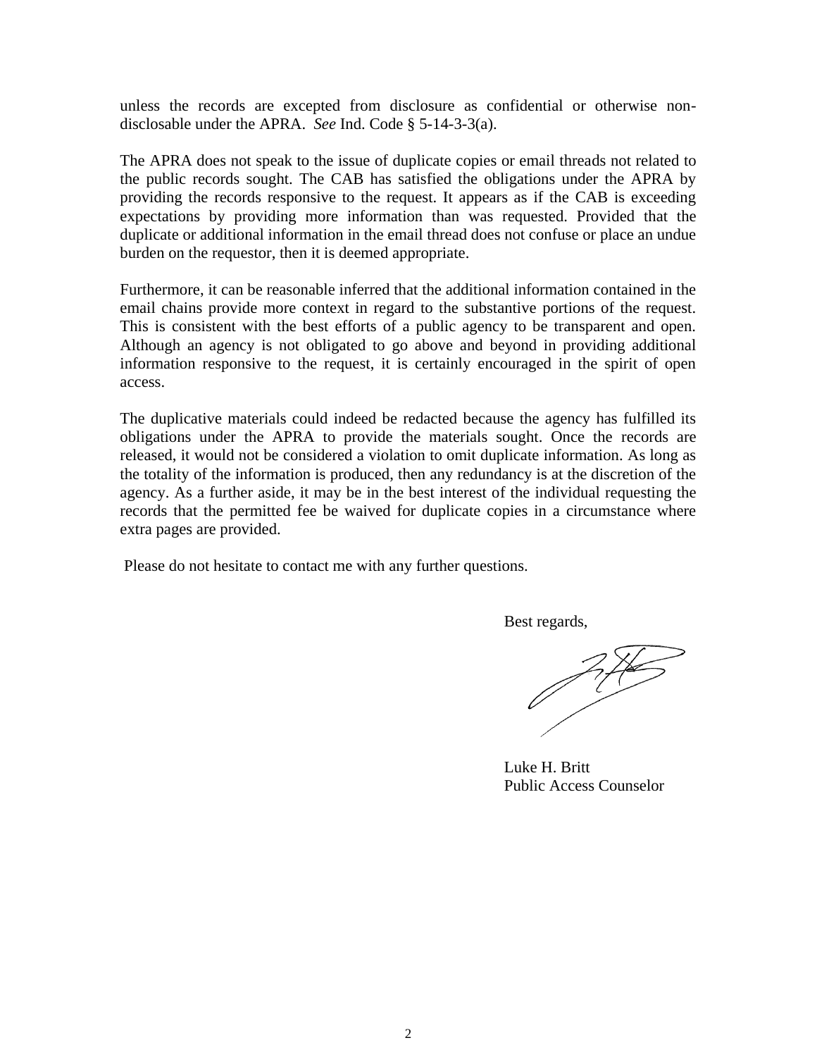unless the records are excepted from disclosure as confidential or otherwise non-disclosable under the APRA. *See* Ind. Code § 5-14-3-3(a).

The APRA does not speak to the issue of duplicate copies or email threads not related to the public records sought. The CAB has satisfied the obligations under the APRA by providing the records responsive to the request. It appears as if the CAB is exceeding expectations by providing more information than was requested. Provided that the duplicate or additional information in the email thread does not confuse or place an undue burden on the requestor, then it is deemed appropriate.

Furthermore, it can be reasonable inferred that the additional information contained in the email chains provide more context in regard to the substantive portions of the request. This is consistent with the best efforts of a public agency to be transparent and open. Although an agency is not obligated to go above and beyond in providing additional information responsive to the request, it is certainly encouraged in the spirit of open access.

The duplicative materials could indeed be redacted because the agency has fulfilled its obligations under the APRA to provide the materials sought. Once the records are released, it would not be considered a violation to omit duplicate information. As long as the totality of the information is produced, then any redundancy is at the discretion of the agency. As a further aside, it may be in the best interest of the individual requesting the records that the permitted fee be waived for duplicate copies in a circumstance where extra pages are provided.

Please do not hesitate to contact me with any further questions.

Best regards,

Luke H. Britt
Public Access Counselor